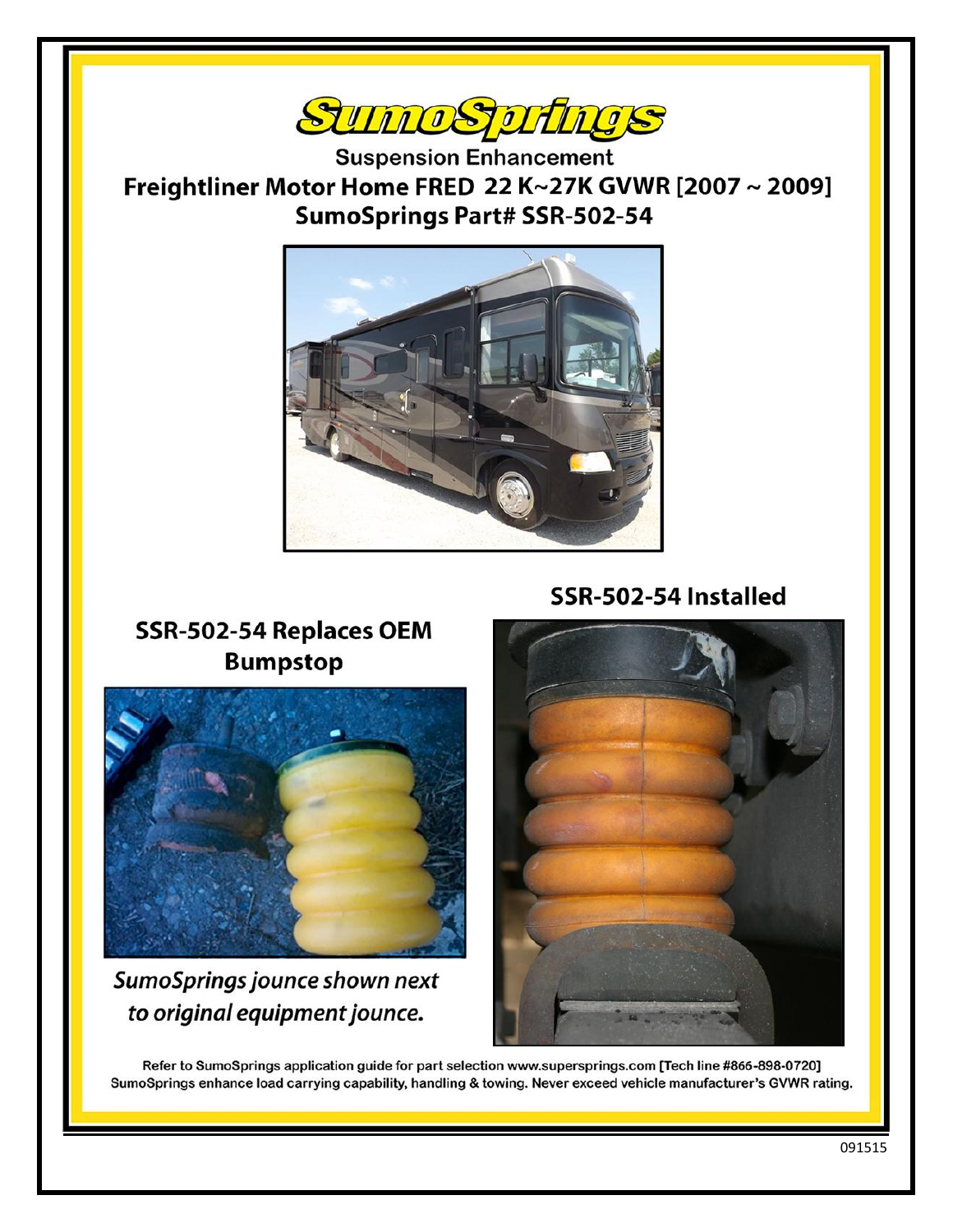# SumoSprings

**Suspension Enhancement**

## Freightliner Motor Home FRED 22 K~27K GVWR [2007 ~ 2009]

## SumoSprings Part# SSR-502-54

### SSR-502-54 Replaces OEM Bumpstop

*SumoSprings jounce shown next to original equipment jounce.*

### SSR-502-54 Installed

Refer to SumoSprings application guide for part selection www.supersprings.com [Tech line #866-898-0720]
SumoSprings enhance load carrying capability, handling & towing. Never exceed vehicle manufacturer's GVWR rating.

091515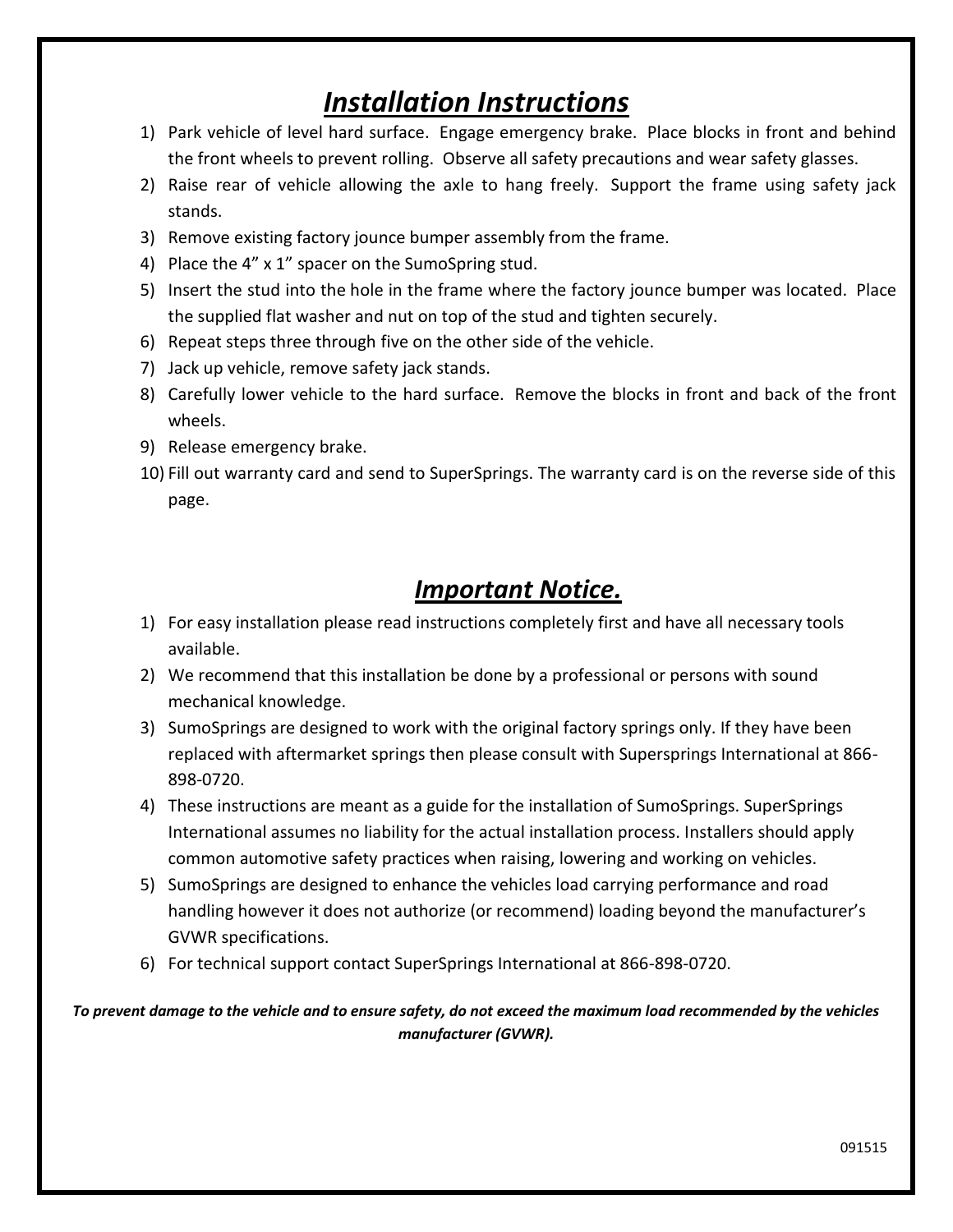# ***Installation Instructions***

1) Park vehicle of level hard surface. Engage emergency brake. Place blocks in front and behind the front wheels to prevent rolling. Observe all safety precautions and wear safety glasses.
2) Raise rear of vehicle allowing the axle to hang freely. Support the frame using safety jack stands.
3) Remove existing factory jounce bumper assembly from the frame.
4) Place the 4” x 1” spacer on the SumoSpring stud.
5) Insert the stud into the hole in the frame where the factory jounce bumper was located. Place the supplied flat washer and nut on top of the stud and tighten securely.
6) Repeat steps three through five on the other side of the vehicle.
7) Jack up vehicle, remove safety jack stands.
8) Carefully lower vehicle to the hard surface. Remove the blocks in front and back of the front wheels.
9) Release emergency brake.
10) Fill out warranty card and send to SuperSprings. The warranty card is on the reverse side of this page.

# ***Important Notice.***

1) For easy installation please read instructions completely first and have all necessary tools available.
2) We recommend that this installation be done by a professional or persons with sound mechanical knowledge.
3) SumoSprings are designed to work with the original factory springs only. If they have been replaced with aftermarket springs then please consult with Supersprings International at 866-898-0720.
4) These instructions are meant as a guide for the installation of SumoSprings. SuperSprings International assumes no liability for the actual installation process. Installers should apply common automotive safety practices when raising, lowering and working on vehicles.
5) SumoSprings are designed to enhance the vehicles load carrying performance and road handling however it does not authorize (or recommend) loading beyond the manufacturer’s GVWR specifications.
6) For technical support contact SuperSprings International at 866-898-0720.

***To prevent damage to the vehicle and to ensure safety, do not exceed the maximum load recommended by the vehicles manufacturer (GVWR).***

091515